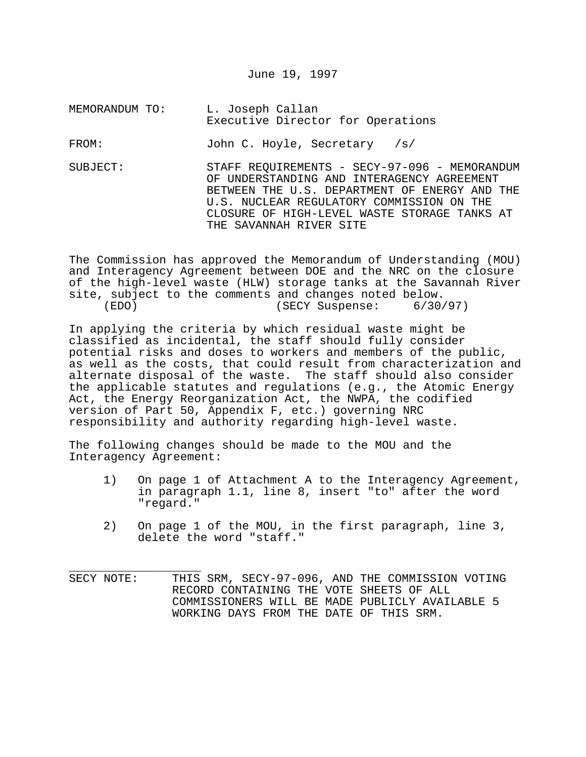June 19, 1997

MEMORANDUM TO: L. Joseph Callan
Executive Director for Operations

FROM: John C. Hoyle, Secretary /s/

SUBJECT: STAFF REQUIREMENTS - SECY-97-096 - MEMORANDUM OF UNDERSTANDING AND INTERAGENCY AGREEMENT BETWEEN THE U.S. DEPARTMENT OF ENERGY AND THE U.S. NUCLEAR REGULATORY COMMISSION ON THE CLOSURE OF HIGH-LEVEL WASTE STORAGE TANKS AT THE SAVANNAH RIVER SITE

The Commission has approved the Memorandum of Understanding (MOU) and Interagency Agreement between DOE and the NRC on the closure of the high-level waste (HLW) storage tanks at the Savannah River site, subject to the comments and changes noted below.
(EDO) (SECY Suspense: 6/30/97)

In applying the criteria by which residual waste might be classified as incidental, the staff should fully consider potential risks and doses to workers and members of the public, as well as the costs, that could result from characterization and alternate disposal of the waste. The staff should also consider the applicable statutes and regulations (e.g., the Atomic Energy Act, the Energy Reorganization Act, the NWPA, the codified version of Part 50, Appendix F, etc.) governing NRC responsibility and authority regarding high-level waste.

The following changes should be made to the MOU and the Interagency Agreement:

1) On page 1 of Attachment A to the Interagency Agreement, in paragraph 1.1, line 8, insert "to" after the word "regard."

2) On page 1 of the MOU, in the first paragraph, line 3, delete the word "staff."

---

SECY NOTE: THIS SRM, SECY-97-096, AND THE COMMISSION VOTING RECORD CONTAINING THE VOTE SHEETS OF ALL COMMISSIONERS WILL BE MADE PUBLICLY AVAILABLE 5 WORKING DAYS FROM THE DATE OF THIS SRM.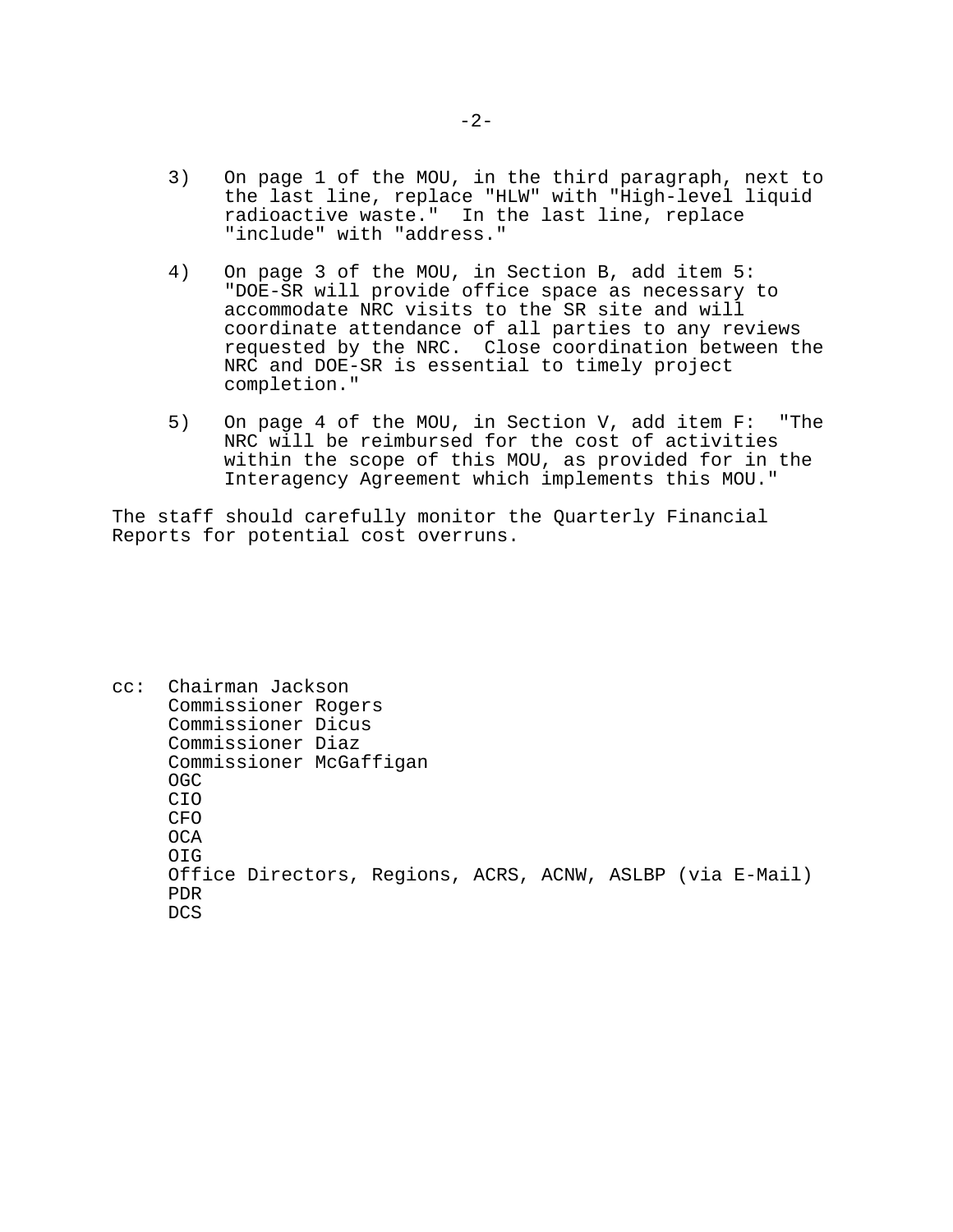3) On page 1 of the MOU, in the third paragraph, next to the last line, replace "HLW" with "High-level liquid radioactive waste." In the last line, replace "include" with "address."

4) On page 3 of the MOU, in Section B, add item 5: "DOE-SR will provide office space as necessary to accommodate NRC visits to the SR site and will coordinate attendance of all parties to any reviews requested by the NRC. Close coordination between the NRC and DOE-SR is essential to timely project completion."

5) On page 4 of the MOU, in Section V, add item F: "The NRC will be reimbursed for the cost of activities within the scope of this MOU, as provided for in the Interagency Agreement which implements this MOU."

The staff should carefully monitor the Quarterly Financial Reports for potential cost overruns.

cc: Chairman Jackson
Commissioner Rogers
Commissioner Dicus
Commissioner Diaz
Commissioner McGaffigan
OGC
CIO
CFO
OCA
OIG
Office Directors, Regions, ACRS, ACNW, ASLBP (via E-Mail)
PDR
DCS